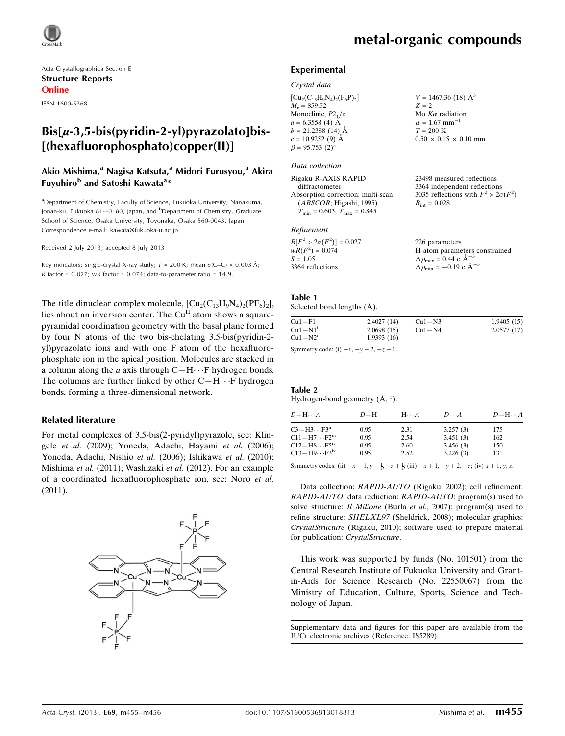Acta Crystallographica Section E
**Structure Reports**
**Online**

ISSN 1600-5368

# Bis[μ-3,5-bis(pyridin-2-yl)pyrazolato]bis[(hexafluorophosphato)copper(II)]

**Akio Mishima,[a] Nagisa Katsuta,[a] Midori Furusyou,[a] Akira Fuyuhiro[b] and Satoshi Kawata[a]***

[a]Department of Chemistry, Faculty of Science, Fukuoka University, Nanakuma, Jonan-ku, Fukuoka 814-0180, Japan, and [b]Department of Chemistry, Graduate School of Science, Osaka University, Toyonaka, Osaka 560-0043, Japan
Correspondence e-mail: kawata@fukuoka-u.ac.jp

Received 2 July 2013; accepted 8 July 2013

Key indicators: single-crystal X-ray study; $T$ = 200 K; mean $\sigma$(C–C) = 0.003 Å; $R$ factor = 0.027; $wR$ factor = 0.074; data-to-parameter ratio = 14.9.

The title dinuclear complex molecule, $[Cu_2(C_{13}H_9N_4)_2(PF_6)_2]$, lies about an inversion center. The $Cu^{II}$ atom shows a square-pyramidal coordination geometry with the basal plane formed by four N atoms of the two bis-chelating 3,5-bis(pyridin-2-yl)pyrazolate ions and with one F atom of the hexafluorophosphate ion in the apical position. Molecules are stacked in a column along the $a$ axis through C—H···F hydrogen bonds. The columns are further linked by other C—H···F hydrogen bonds, forming a three-dimensional network.

## Related literature

For metal complexes of 3,5-bis(2-pyridyl)pyrazole, see: Klingele *et al.* (2009); Yoneda, Adachi, Hayami *et al.* (2006); Yoneda, Adachi, Nishio *et al.* (2006); Ishikawa *et al.* (2010); Mishima *et al.* (2011); Washizaki *et al.* (2012). For an example of a coordinated hexafluorophosphate ion, see: Noro *et al.* (2011).

## Experimental

### Crystal data

$[Cu_2(C_{13}H_9N_4)_2(F_6P)_2]$
$M_r$ = 859.52
Monoclinic, $P2_1/c$
$a$ = 6.3558 (4) Å
$b$ = 21.2388 (14) Å
$c$ = 10.9252 (9) Å
$\beta$ = 95.753 (2)°
$V$ = 1467.36 (18) Å$^3$
$Z$ = 2
Mo $K\alpha$ radiation
$\mu$ = 1.67 mm$^{-1}$
$T$ = 200 K
0.50 × 0.15 × 0.10 mm

### Data collection

Rigaku R-AXIS RAPID diffractometer
Absorption correction: multi-scan (*ABSCOR*; Higashi, 1995)
$T_{min}$ = 0.603, $T_{max}$ = 0.845
23498 measured reflections
3364 independent reflections
3035 reflections with $F^2 > 2\sigma(F^2)$
$R_{int}$ = 0.028

### Refinement

$R[F^2 > 2\sigma(F^2)]$ = 0.027
$wR(F^2)$ = 0.074
$S$ = 1.05
3364 reflections
226 parameters
H-atom parameters constrained
$\Delta\rho_{max}$ = 0.44 e Å$^{-3}$
$\Delta\rho_{min}$ = −0.19 e Å$^{-3}$

**Table 1**
Selected bond lengths (Å).

| | | | |
|---|---|---|---|
| Cu1—F1 | 2.4027 (14) | Cu1—N3 | 1.9405 (15) |
| Cu1—N1$^i$ | 2.0698 (15) | Cu1—N4 | 2.0577 (17) |
| Cu1—N2$^i$ | 1.9393 (16) | | |

Symmetry code: (i) $-x, -y+2, -z+1$.

**Table 2**
Hydrogen-bond geometry (Å, °).

| $D$—H···$A$ | $D$—H | H···$A$ | $D$···$A$ | $D$—H···$A$ |
|---|---|---|---|---|
| C3—H3···F3$^{ii}$ | 0.95 | 2.31 | 3.257 (3) | 175 |
| C11—H7···F2$^{iii}$ | 0.95 | 2.54 | 3.451 (3) | 162 |
| C12—H8···F5$^{iv}$ | 0.95 | 2.60 | 3.456 (3) | 150 |
| C13—H9···F3$^{iv}$ | 0.95 | 2.52 | 3.226 (3) | 131 |

Symmetry codes: (ii) $-x-1, y-\frac{1}{2}, -z+\frac{1}{2}$; (iii) $-x+1, -y+2, -z$; (iv) $x+1, y, z$.

Data collection: *RAPID-AUTO* (Rigaku, 2002); cell refinement: *RAPID-AUTO*; data reduction: *RAPID-AUTO*; program(s) used to solve structure: *Il Milione* (Burla *et al.*, 2007); program(s) used to refine structure: *SHELXL97* (Sheldrick, 2008); molecular graphics: *CrystalStructure* (Rigaku, 2010); software used to prepare material for publication: *CrystalStructure*.

This work was supported by funds (No. 101501) from the Central Research Institute of Fukuoka University and Grant-in-Aids for Science Research (No. 22550067) from the Ministry of Education, Culture, Sports, Science and Technology of Japan.

Supplementary data and figures for this paper are available from the IUCr electronic archives (Reference: IS5289).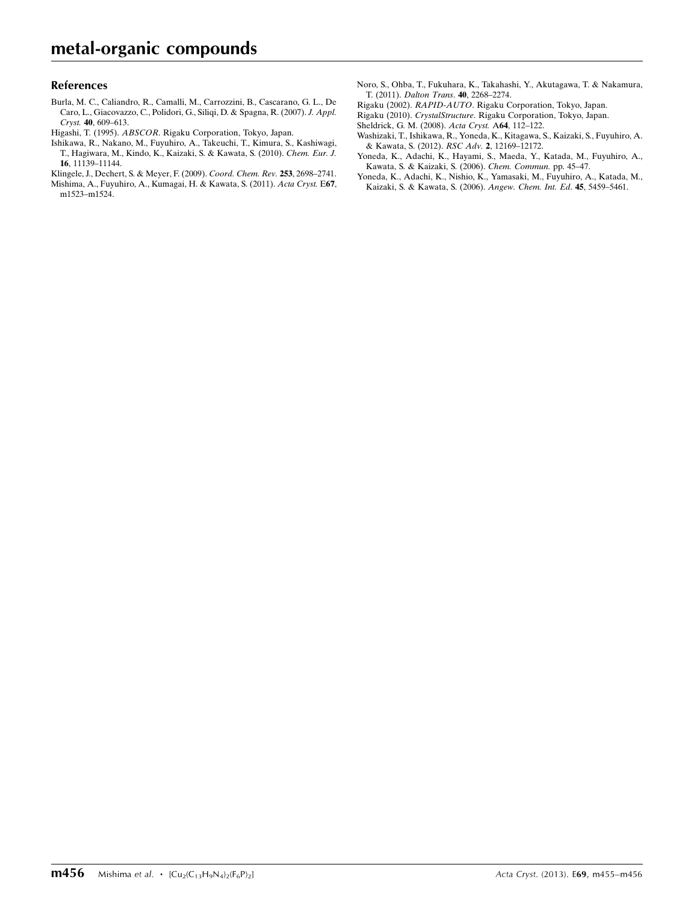## References

Burla, M. C., Caliandro, R., Camalli, M., Carrozzini, B., Cascarano, G. L., De Caro, L., Giacovazzo, C., Polidori, G., Siliqi, D. & Spagna, R. (2007). *J. Appl. Cryst.* **40**, 609–613.

Higashi, T. (1995). *ABSCOR*. Rigaku Corporation, Tokyo, Japan.

Ishikawa, R., Nakano, M., Fuyuhiro, A., Takeuchi, T., Kimura, S., Kashiwagi, T., Hagiwara, M., Kindo, K., Kaizaki, S. & Kawata, S. (2010). *Chem. Eur. J.* **16**, 11139–11144.

Klingele, J., Dechert, S. & Meyer, F. (2009). *Coord. Chem. Rev.* **253**, 2698–2741.

Mishima, A., Fuyuhiro, A., Kumagai, H. & Kawata, S. (2011). *Acta Cryst.* E**67**, m1523–m1524.

Noro, S., Ohba, T., Fukuhara, K., Takahashi, Y., Akutagawa, T. & Nakamura, T. (2011). *Dalton Trans.* **40**, 2268–2274.

Rigaku (2002). *RAPID-AUTO*. Rigaku Corporation, Tokyo, Japan.

Rigaku (2010). *CrystalStructure*. Rigaku Corporation, Tokyo, Japan.

Sheldrick, G. M. (2008). *Acta Cryst.* A**64**, 112–122.

Washizaki, T., Ishikawa, R., Yoneda, K., Kitagawa, S., Kaizaki, S., Fuyuhiro, A. & Kawata, S. (2012). *RSC Adv.* **2**, 12169–12172.

Yoneda, K., Adachi, K., Hayami, S., Maeda, Y., Katada, M., Fuyuhiro, A., Kawata, S. & Kaizaki, S. (2006). *Chem. Commun.* pp. 45–47.

Yoneda, K., Adachi, K., Nishio, K., Yamasaki, M., Fuyuhiro, A., Katada, M., Kaizaki, S. & Kawata, S. (2006). *Angew. Chem. Int. Ed.* **45**, 5459–5461.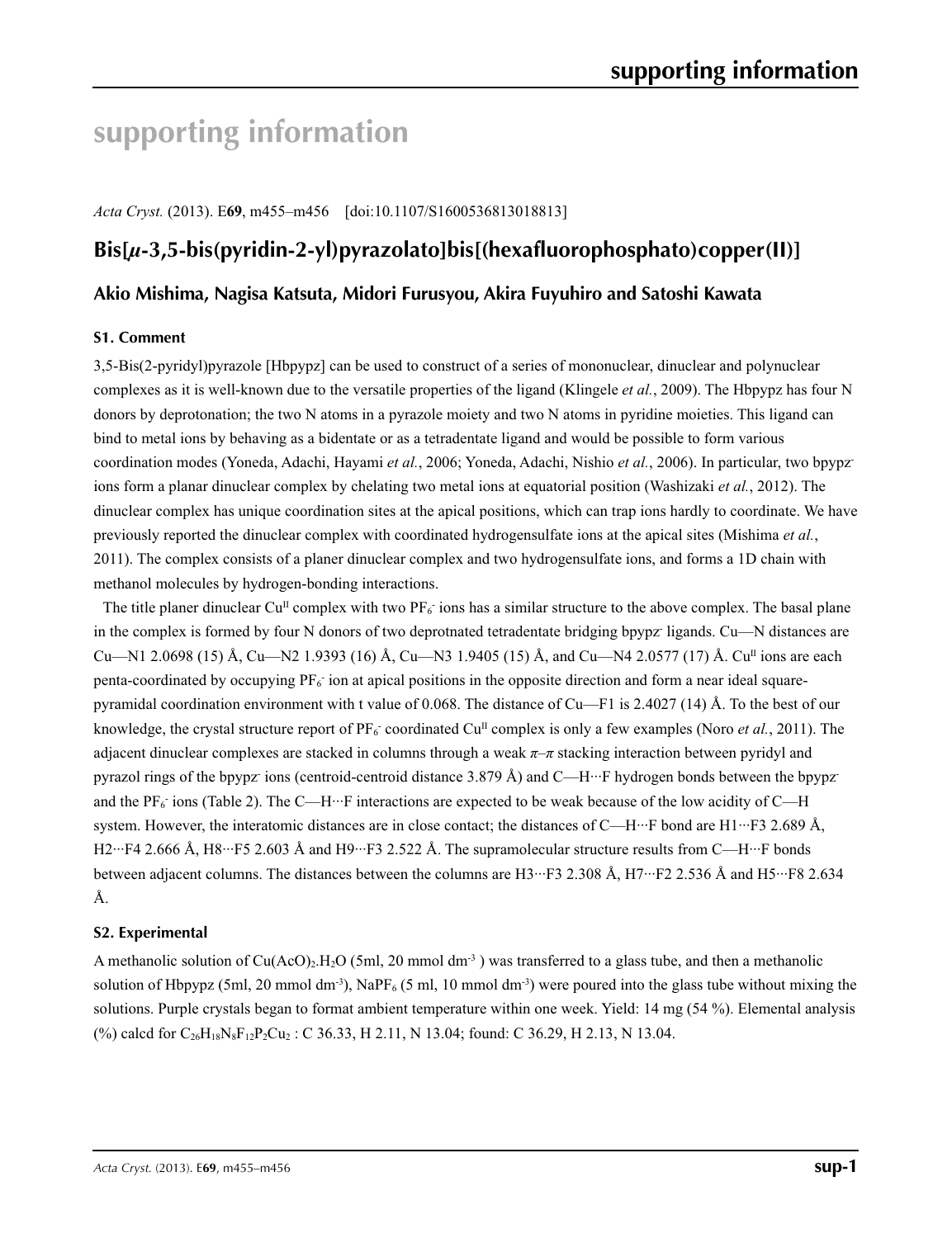# supporting information

*Acta Cryst.* (2013). E**69**, m455–m456 [doi:10.1107/S1600536813018813]

## Bis[$\mu$-3,5-bis(pyridin-2-yl)pyrazolato]bis[(hexafluorophosphato)copper(II)]

### Akio Mishima, Nagisa Katsuta, Midori Furusyou, Akira Fuyuhiro and Satoshi Kawata

#### S1. Comment

3,5-Bis(2-pyridyl)pyrazole [Hbpypz] can be used to construct of a series of mononuclear, dinuclear and polynuclear complexes as it is well-known due to the versatile properties of the ligand (Klingele *et al.*, 2009). The Hbpypz has four N donors by deprotonation; the two N atoms in a pyrazole moiety and two N atoms in pyridine moieties. This ligand can bind to metal ions by behaving as a bidentate or as a tetradentate ligand and would be possible to form various coordination modes (Yoneda, Adachi, Hayami *et al.*, 2006; Yoneda, Adachi, Nishio *et al.*, 2006). In particular, two bpypz$^-$ ions form a planar dinuclear complex by chelating two metal ions at equatorial position (Washizaki *et al.*, 2012). The dinuclear complex has unique coordination sites at the apical positions, which can trap ions hardly to coordinate. We have previously reported the dinuclear complex with coordinated hydrogensulfate ions at the apical sites (Mishima *et al.*, 2011). The complex consists of a planer dinuclear complex and two hydrogensulfate ions, and forms a 1D chain with methanol molecules by hydrogen-bonding interactions.

The title planer dinuclear Cu$^{II}$ complex with two $PF_6^-$ ions has a similar structure to the above complex. The basal plane in the complex is formed by four N donors of two deprotnated tetradentate bridging bpypz$^-$ ligands. Cu—N distances are Cu—N1 2.0698 (15) Å, Cu—N2 1.9393 (16) Å, Cu—N3 1.9405 (15) Å, and Cu—N4 2.0577 (17) Å. Cu$^{II}$ ions are each penta-coordinated by occupying $PF_6^-$ ion at apical positions in the opposite direction and form a near ideal square-pyramidal coordination environment with t value of 0.068. The distance of Cu—F1 is 2.4027 (14) Å. To the best of our knowledge, the crystal structure report of $PF_6^-$ coordinated Cu$^{II}$ complex is only a few examples (Noro *et al.*, 2011). The adjacent dinuclear complexes are stacked in columns through a weak $\pi$–$\pi$ stacking interaction between pyridyl and pyrazol rings of the bpypz$^-$ ions (centroid-centroid distance 3.879 Å) and C—H···F hydrogen bonds between the bpypz$^-$ and the $PF_6^-$ ions (Table 2). The C—H···F interactions are expected to be weak because of the low acidity of C—H system. However, the interatomic distances are in close contact; the distances of C—H···F bond are H1···F3 2.689 Å, H2···F4 2.666 Å, H8···F5 2.603 Å and H9···F3 2.522 Å. The supramolecular structure results from C—H···F bonds between adjacent columns. The distances between the columns are H3···F3 2.308 Å, H7···F2 2.536 Å and H5···F8 2.634 Å.

#### S2. Experimental

A methanolic solution of $Cu(AcO)_2.H_2O$ (5ml, 20 mmol dm$^{-3}$ ) was transferred to a glass tube, and then a methanolic solution of Hbpypz (5ml, 20 mmol dm$^{-3}$), $NaPF_6$ (5 ml, 10 mmol dm$^{-3}$) were poured into the glass tube without mixing the solutions. Purple crystals began to format ambient temperature within one week. Yield: 14 mg (54 %). Elemental analysis (%) calcd for $C_{26}H_{18}N_8F_{12}P_2Cu_2$ : C 36.33, H 2.11, N 13.04; found: C 36.29, H 2.13, N 13.04.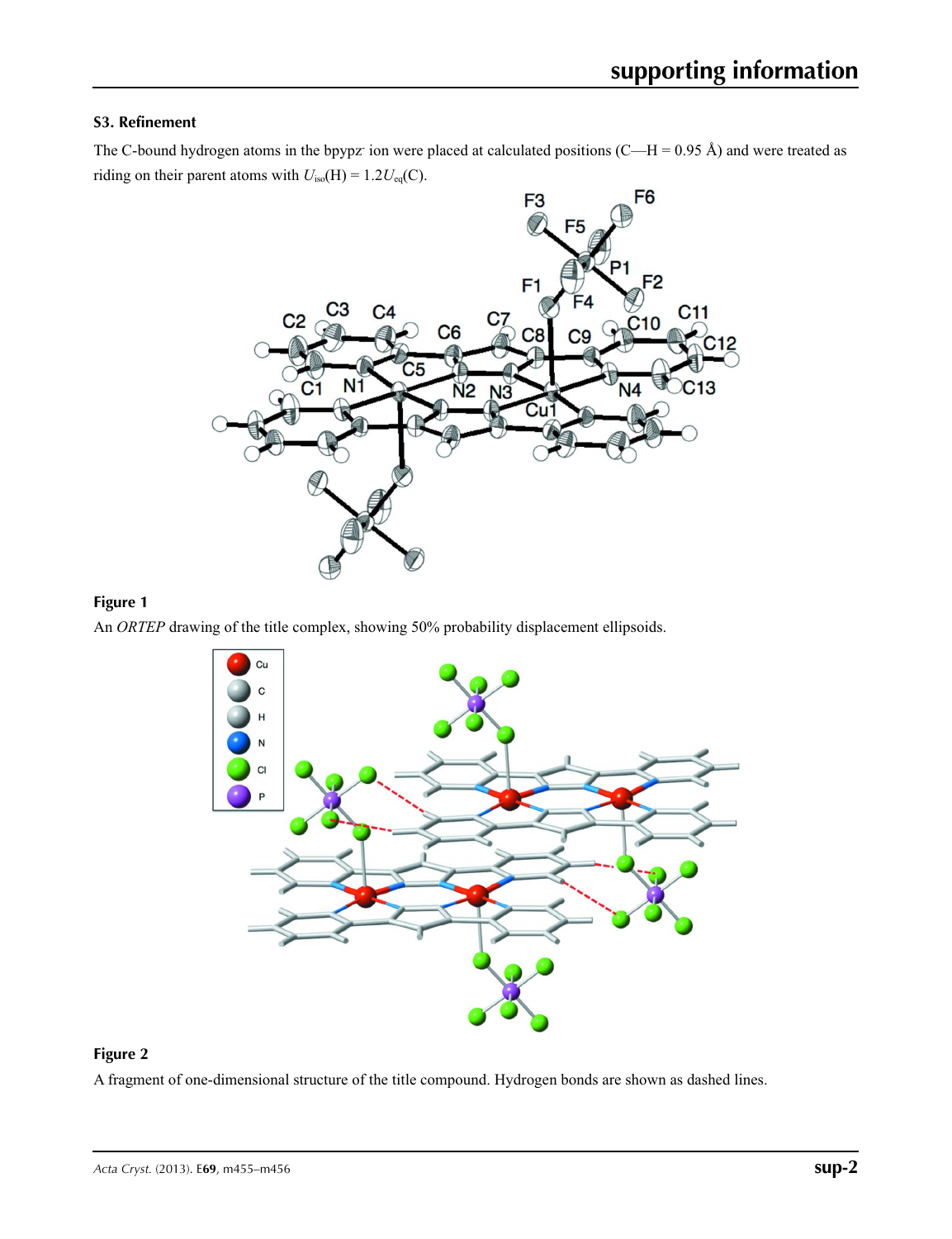### S3. Refinement

The C-bound hydrogen atoms in the bpypz$^-$ ion were placed at calculated positions (C—H = 0.95 Å) and were treated as riding on their parent atoms with $U_{iso}$(H) = 1.2$U_{eq}$(C).

**Figure 1**

An *ORTEP* drawing of the title complex, showing 50% probability displacement ellipsoids.

**Figure 2**

A fragment of one-dimensional structure of the title compound. Hydrogen bonds are shown as dashed lines.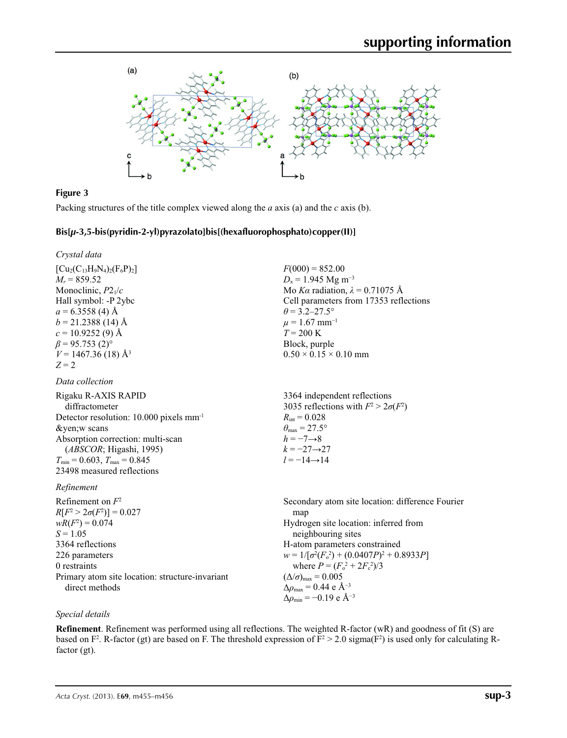**Figure 3**

Packing structures of the title complex viewed along the *a* axis (a) and the *c* axis (b).

## Bis[μ-3,5-bis(pyridin-2-yl)pyrazolato]bis[(hexafluorophosphato)copper(II)]

### *Crystal data*

$[Cu_2(C_{13}H_9N_4)_2(F_6P)_2]$
$M_r = 859.52$
Monoclinic, $P2_1/c$
Hall symbol: -P 2ybc
$a = 6.3558$ (4) Å
$b = 21.2388$ (14) Å
$c = 10.9252$ (9) Å
$\beta = 95.753$ (2)°
$V = 1467.36$ (18) Å$^3$
$Z = 2$
$F(000) = 852.00$
$D_x = 1.945$ Mg m$^{-3}$
Mo $K\alpha$ radiation, $\lambda = 0.71075$ Å
Cell parameters from 17353 reflections
$\theta = 3.2$–27.5°
$\mu = 1.67$ mm$^{-1}$
$T = 200$ K
Block, purple
$0.50 \times 0.15 \times 0.10$ mm

### *Data collection*

Rigaku R-AXIS RAPID diffractometer
Detector resolution: 10.000 pixels mm$^{-1}$
&yen;w scans
Absorption correction: multi-scan (*ABSCOR*; Higashi, 1995)
$T_{min} = 0.603$, $T_{max} = 0.845$
23498 measured reflections
3364 independent reflections
3035 reflections with $F^2 > 2\sigma(F^2)$
$R_{int} = 0.028$
$\theta_{max} = 27.5°$
$h = -7 \rightarrow 8$
$k = -27 \rightarrow 27$
$l = -14 \rightarrow 14$

### *Refinement*

Refinement on $F^2$
$R[F^2 > 2\sigma(F^2)] = 0.027$
$wR(F^2) = 0.074$
$S = 1.05$
3364 reflections
226 parameters
0 restraints
Primary atom site location: structure-invariant direct methods
Secondary atom site location: difference Fourier map
Hydrogen site location: inferred from neighbouring sites
H-atom parameters constrained
$w = 1/[\sigma^2(F_o^2) + (0.0407P)^2 + 0.8933P]$
where $P = (F_o^2 + 2F_c^2)/3$
$(\Delta/\sigma)_{max} = 0.005$
$\Delta\rho_{max} = 0.44$ e Å$^{-3}$
$\Delta\rho_{min} = -0.19$ e Å$^{-3}$

### *Special details*

**Refinement**. Refinement was performed using all reflections. The weighted R-factor (wR) and goodness of fit (S) are based on F$^2$. R-factor (gt) are based on F. The threshold expression of $F^2 > 2.0$ sigma($F^2$) is used only for calculating R-factor (gt).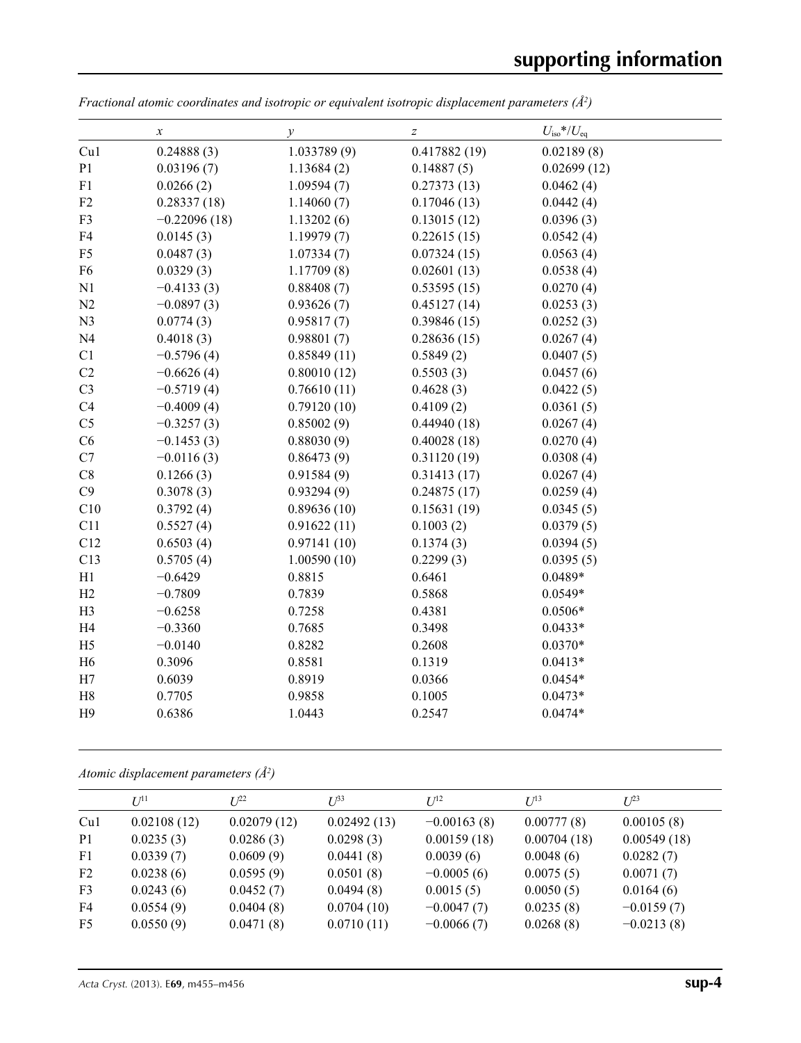*Fractional atomic coordinates and isotropic or equivalent isotropic displacement parameters ($Å^2$)*

| | $x$ | $y$ | $z$ | $U_{iso}$*/$U_{eq}$ |
|---|---|---|---|---|
| Cu1 | 0.24888 (3) | 1.033789 (9) | 0.417882 (19) | 0.02189 (8) |
| P1 | 0.03196 (7) | 1.13684 (2) | 0.14887 (5) | 0.02699 (12) |
| F1 | 0.0266 (2) | 1.09594 (7) | 0.27373 (13) | 0.0462 (4) |
| F2 | 0.28337 (18) | 1.14060 (7) | 0.17046 (13) | 0.0442 (4) |
| F3 | −0.22096 (18) | 1.13202 (6) | 0.13015 (12) | 0.0396 (3) |
| F4 | 0.0145 (3) | 1.19979 (7) | 0.22615 (15) | 0.0542 (4) |
| F5 | 0.0487 (3) | 1.07334 (7) | 0.07324 (15) | 0.0563 (4) |
| F6 | 0.0329 (3) | 1.17709 (8) | 0.02601 (13) | 0.0538 (4) |
| N1 | −0.4133 (3) | 0.88408 (7) | 0.53595 (15) | 0.0270 (4) |
| N2 | −0.0897 (3) | 0.93626 (7) | 0.45127 (14) | 0.0253 (3) |
| N3 | 0.0774 (3) | 0.95817 (7) | 0.39846 (15) | 0.0252 (3) |
| N4 | 0.4018 (3) | 0.98801 (7) | 0.28636 (15) | 0.0267 (4) |
| C1 | −0.5796 (4) | 0.85849 (11) | 0.5849 (2) | 0.0407 (5) |
| C2 | −0.6626 (4) | 0.80010 (12) | 0.5503 (3) | 0.0457 (6) |
| C3 | −0.5719 (4) | 0.76610 (11) | 0.4628 (3) | 0.0422 (5) |
| C4 | −0.4009 (4) | 0.79120 (10) | 0.4109 (2) | 0.0361 (5) |
| C5 | −0.3257 (3) | 0.85002 (9) | 0.44940 (18) | 0.0267 (4) |
| C6 | −0.1453 (3) | 0.88030 (9) | 0.40028 (18) | 0.0270 (4) |
| C7 | −0.0116 (3) | 0.86473 (9) | 0.31120 (19) | 0.0308 (4) |
| C8 | 0.1266 (3) | 0.91584 (9) | 0.31413 (17) | 0.0267 (4) |
| C9 | 0.3078 (3) | 0.93294 (9) | 0.24875 (17) | 0.0259 (4) |
| C10 | 0.3792 (4) | 0.89636 (10) | 0.15631 (19) | 0.0345 (5) |
| C11 | 0.5527 (4) | 0.91622 (11) | 0.1003 (2) | 0.0379 (5) |
| C12 | 0.6503 (4) | 0.97141 (10) | 0.1374 (3) | 0.0394 (5) |
| C13 | 0.5705 (4) | 1.00590 (10) | 0.2299 (3) | 0.0395 (5) |
| H1 | −0.6429 | 0.8815 | 0.6461 | 0.0489* |
| H2 | −0.7809 | 0.7839 | 0.5868 | 0.0549* |
| H3 | −0.6258 | 0.7258 | 0.4381 | 0.0506* |
| H4 | −0.3360 | 0.7685 | 0.3498 | 0.0433* |
| H5 | −0.0140 | 0.8282 | 0.2608 | 0.0370* |
| H6 | 0.3096 | 0.8581 | 0.1319 | 0.0413* |
| H7 | 0.6039 | 0.8919 | 0.0366 | 0.0454* |
| H8 | 0.7705 | 0.9858 | 0.1005 | 0.0473* |
| H9 | 0.6386 | 1.0443 | 0.2547 | 0.0474* |

*Atomic displacement parameters ($Å^2$)*

| | $U^{11}$ | $U^{22}$ | $U^{33}$ | $U^{12}$ | $U^{13}$ | $U^{23}$ |
|---|---|---|---|---|---|---|
| Cu1 | 0.02108 (12) | 0.02079 (12) | 0.02492 (13) | −0.00163 (8) | 0.00777 (8) | 0.00105 (8) |
| P1 | 0.0235 (3) | 0.0286 (3) | 0.0298 (3) | 0.00159 (18) | 0.00704 (18) | 0.00549 (18) |
| F1 | 0.0339 (7) | 0.0609 (9) | 0.0441 (8) | 0.0039 (6) | 0.0048 (6) | 0.0282 (7) |
| F2 | 0.0238 (6) | 0.0595 (9) | 0.0501 (8) | −0.0005 (6) | 0.0075 (5) | 0.0071 (7) |
| F3 | 0.0243 (6) | 0.0452 (7) | 0.0494 (8) | 0.0015 (5) | 0.0050 (5) | 0.0164 (6) |
| F4 | 0.0554 (9) | 0.0404 (8) | 0.0704 (10) | −0.0047 (7) | 0.0235 (8) | −0.0159 (7) |
| F5 | 0.0550 (9) | 0.0471 (8) | 0.0710 (11) | −0.0066 (7) | 0.0268 (8) | −0.0213 (8) |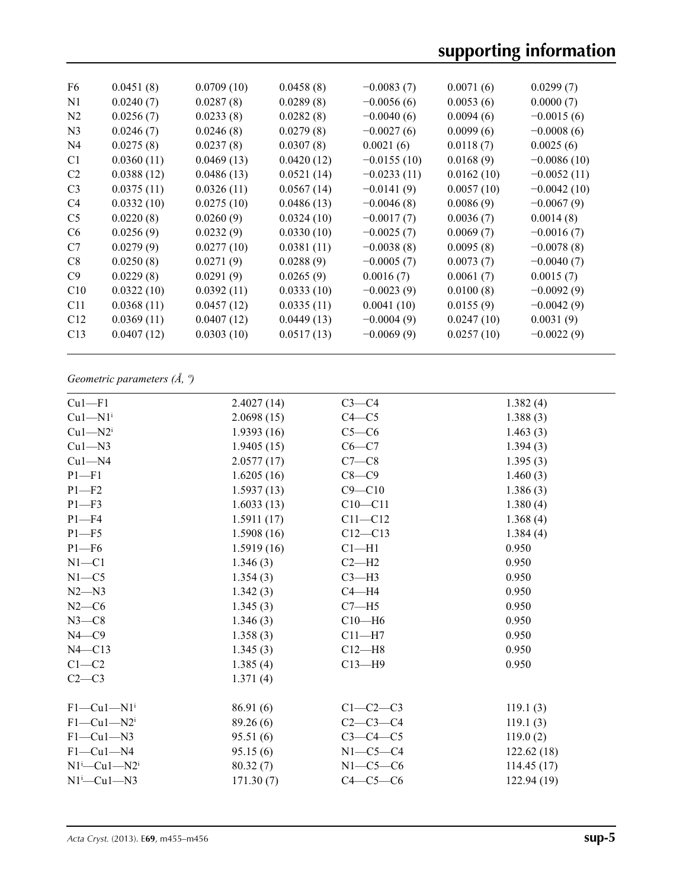| | | | | | | |
|---|---|---|---|---|---|---|
| F6 | 0.0451 (8) | 0.0709 (10) | 0.0458 (8) | −0.0083 (7) | 0.0071 (6) | 0.0299 (7) |
| N1 | 0.0240 (7) | 0.0287 (8) | 0.0289 (8) | −0.0056 (6) | 0.0053 (6) | 0.0000 (7) |
| N2 | 0.0256 (7) | 0.0233 (8) | 0.0282 (8) | −0.0040 (6) | 0.0094 (6) | −0.0015 (6) |
| N3 | 0.0246 (7) | 0.0246 (8) | 0.0279 (8) | −0.0027 (6) | 0.0099 (6) | −0.0008 (6) |
| N4 | 0.0275 (8) | 0.0237 (8) | 0.0307 (8) | 0.0021 (6) | 0.0118 (7) | 0.0025 (6) |
| C1 | 0.0360 (11) | 0.0469 (13) | 0.0420 (12) | −0.0155 (10) | 0.0168 (9) | −0.0086 (10) |
| C2 | 0.0388 (12) | 0.0486 (13) | 0.0521 (14) | −0.0233 (11) | 0.0162 (10) | −0.0052 (11) |
| C3 | 0.0375 (11) | 0.0326 (11) | 0.0567 (14) | −0.0141 (9) | 0.0057 (10) | −0.0042 (10) |
| C4 | 0.0332 (10) | 0.0275 (10) | 0.0486 (13) | −0.0046 (8) | 0.0086 (9) | −0.0067 (9) |
| C5 | 0.0220 (8) | 0.0260 (9) | 0.0324 (10) | −0.0017 (7) | 0.0036 (7) | 0.0014 (8) |
| C6 | 0.0256 (9) | 0.0232 (9) | 0.0330 (10) | −0.0025 (7) | 0.0069 (7) | −0.0016 (7) |
| C7 | 0.0279 (9) | 0.0277 (10) | 0.0381 (11) | −0.0038 (8) | 0.0095 (8) | −0.0078 (8) |
| C8 | 0.0250 (8) | 0.0271 (9) | 0.0288 (9) | −0.0005 (7) | 0.0073 (7) | −0.0040 (7) |
| C9 | 0.0229 (8) | 0.0291 (9) | 0.0265 (9) | 0.0016 (7) | 0.0061 (7) | 0.0015 (7) |
| C10 | 0.0322 (10) | 0.0392 (11) | 0.0333 (10) | −0.0023 (9) | 0.0100 (8) | −0.0092 (9) |
| C11 | 0.0368 (11) | 0.0457 (12) | 0.0335 (11) | 0.0041 (10) | 0.0155 (9) | −0.0042 (9) |
| C12 | 0.0369 (11) | 0.0407 (12) | 0.0449 (13) | −0.0004 (9) | 0.0247 (10) | 0.0031 (9) |
| C13 | 0.0407 (12) | 0.0303 (10) | 0.0517 (13) | −0.0069 (9) | 0.0257 (10) | −0.0022 (9) |

*Geometric parameters (Å, º)*

| | | | |
|---|---|---|---|
| Cu1—F1 | 2.4027 (14) | C3—C4 | 1.382 (4) |
| Cu1—N1$^{i}$ | 2.0698 (15) | C4—C5 | 1.388 (3) |
| Cu1—N2$^{i}$ | 1.9393 (16) | C5—C6 | 1.463 (3) |
| Cu1—N3 | 1.9405 (15) | C6—C7 | 1.394 (3) |
| Cu1—N4 | 2.0577 (17) | C7—C8 | 1.395 (3) |
| P1—F1 | 1.6205 (16) | C8—C9 | 1.460 (3) |
| P1—F2 | 1.5937 (13) | C9—C10 | 1.386 (3) |
| P1—F3 | 1.6033 (13) | C10—C11 | 1.380 (4) |
| P1—F4 | 1.5911 (17) | C11—C12 | 1.368 (4) |
| P1—F5 | 1.5908 (16) | C12—C13 | 1.384 (4) |
| P1—F6 | 1.5919 (16) | C1—H1 | 0.950 |
| N1—C1 | 1.346 (3) | C2—H2 | 0.950 |
| N1—C5 | 1.354 (3) | C3—H3 | 0.950 |
| N2—N3 | 1.342 (3) | C4—H4 | 0.950 |
| N2—C6 | 1.345 (3) | C7—H5 | 0.950 |
| N3—C8 | 1.346 (3) | C10—H6 | 0.950 |
| N4—C9 | 1.358 (3) | C11—H7 | 0.950 |
| N4—C13 | 1.345 (3) | C12—H8 | 0.950 |
| C1—C2 | 1.385 (4) | C13—H9 | 0.950 |
| C2—C3 | 1.371 (4) | | |
| | | | |
| F1—Cu1—N1$^{i}$ | 86.91 (6) | C1—C2—C3 | 119.1 (3) |
| F1—Cu1—N2$^{i}$ | 89.26 (6) | C2—C3—C4 | 119.1 (3) |
| F1—Cu1—N3 | 95.51 (6) | C3—C4—C5 | 119.0 (2) |
| F1—Cu1—N4 | 95.15 (6) | N1—C5—C4 | 122.62 (18) |
| N1$^{i}$—Cu1—N2$^{i}$ | 80.32 (7) | N1—C5—C6 | 114.45 (17) |
| N1$^{i}$—Cu1—N3 | 171.30 (7) | C4—C5—C6 | 122.94 (19) |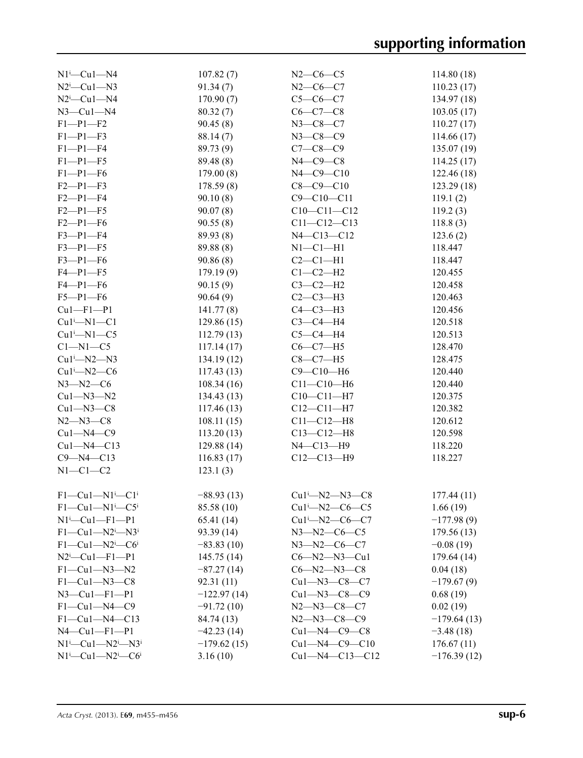| | | | |
|---|---|---|---|
| N1$^{i}$—Cu1—N4 | 107.82 (7) | N2—C6—C5 | 114.80 (18) |
| N2$^{i}$—Cu1—N3 | 91.34 (7) | N2—C6—C7 | 110.23 (17) |
| N2$^{i}$—Cu1—N4 | 170.90 (7) | C5—C6—C7 | 134.97 (18) |
| N3—Cu1—N4 | 80.32 (7) | C6—C7—C8 | 103.05 (17) |
| F1—P1—F2 | 90.45 (8) | N3—C8—C7 | 110.27 (17) |
| F1—P1—F3 | 88.14 (7) | N3—C8—C9 | 114.66 (17) |
| F1—P1—F4 | 89.73 (9) | C7—C8—C9 | 135.07 (19) |
| F1—P1—F5 | 89.48 (8) | N4—C9—C8 | 114.25 (17) |
| F1—P1—F6 | 179.00 (8) | N4—C9—C10 | 122.46 (18) |
| F2—P1—F3 | 178.59 (8) | C8—C9—C10 | 123.29 (18) |
| F2—P1—F4 | 90.10 (8) | C9—C10—C11 | 119.1 (2) |
| F2—P1—F5 | 90.07 (8) | C10—C11—C12 | 119.2 (3) |
| F2—P1—F6 | 90.55 (8) | C11—C12—C13 | 118.8 (3) |
| F3—P1—F4 | 89.93 (8) | N4—C13—C12 | 123.6 (2) |
| F3—P1—F5 | 89.88 (8) | N1—C1—H1 | 118.447 |
| F3—P1—F6 | 90.86 (8) | C2—C1—H1 | 118.447 |
| F4—P1—F5 | 179.19 (9) | C1—C2—H2 | 120.455 |
| F4—P1—F6 | 90.15 (9) | C3—C2—H2 | 120.458 |
| F5—P1—F6 | 90.64 (9) | C2—C3—H3 | 120.463 |
| Cu1—F1—P1 | 141.77 (8) | C4—C3—H3 | 120.456 |
| Cu1$^{i}$—N1—C1 | 129.86 (15) | C3—C4—H4 | 120.518 |
| Cu1$^{i}$—N1—C5 | 112.79 (13) | C5—C4—H4 | 120.513 |
| C1—N1—C5 | 117.14 (17) | C6—C7—H5 | 128.470 |
| Cu1$^{i}$—N2—N3 | 134.19 (12) | C8—C7—H5 | 128.475 |
| Cu1$^{i}$—N2—C6 | 117.43 (13) | C9—C10—H6 | 120.440 |
| N3—N2—C6 | 108.34 (16) | C11—C10—H6 | 120.440 |
| Cu1—N3—N2 | 134.43 (13) | C10—C11—H7 | 120.375 |
| Cu1—N3—C8 | 117.46 (13) | C12—C11—H7 | 120.382 |
| N2—N3—C8 | 108.11 (15) | C11—C12—H8 | 120.612 |
| Cu1—N4—C9 | 113.20 (13) | C13—C12—H8 | 120.598 |
| Cu1—N4—C13 | 129.88 (14) | N4—C13—H9 | 118.220 |
| C9—N4—C13 | 116.83 (17) | C12—C13—H9 | 118.227 |
| N1—C1—C2 | 123.1 (3) | | |

| | | | |
|---|---|---|---|
| F1—Cu1—N1$^{i}$—C1$^{i}$ | −88.93 (13) | Cu1$^{i}$—N2—N3—C8 | 177.44 (11) |
| F1—Cu1—N1$^{i}$—C5$^{i}$ | 85.58 (10) | Cu1$^{i}$—N2—C6—C5 | 1.66 (19) |
| N1$^{i}$—Cu1—F1—P1 | 65.41 (14) | Cu1$^{i}$—N2—C6—C7 | −177.98 (9) |
| F1—Cu1—N2$^{i}$—N3$^{i}$ | 93.39 (14) | N3—N2—C6—C5 | 179.56 (13) |
| F1—Cu1—N2$^{i}$—C6$^{i}$ | −83.83 (10) | N3—N2—C6—C7 | −0.08 (19) |
| N2$^{i}$—Cu1—F1—P1 | 145.75 (14) | C6—N2—N3—Cu1 | 179.64 (14) |
| F1—Cu1—N3—N2 | −87.27 (14) | C6—N2—N3—C8 | 0.04 (18) |
| F1—Cu1—N3—C8 | 92.31 (11) | Cu1—N3—C8—C7 | −179.67 (9) |
| N3—Cu1—F1—P1 | −122.97 (14) | Cu1—N3—C8—C9 | 0.68 (19) |
| F1—Cu1—N4—C9 | −91.72 (10) | N2—N3—C8—C7 | 0.02 (19) |
| F1—Cu1—N4—C13 | 84.74 (13) | N2—N3—C8—C9 | −179.64 (13) |
| N4—Cu1—F1—P1 | −42.23 (14) | Cu1—N4—C9—C8 | −3.48 (18) |
| N1$^{i}$—Cu1—N2$^{i}$—N3$^{i}$ | −179.62 (15) | Cu1—N4—C9—C10 | 176.67 (11) |
| N1$^{i}$—Cu1—N2$^{i}$—C6$^{i}$ | 3.16 (10) | Cu1—N4—C13—C12 | −176.39 (12) |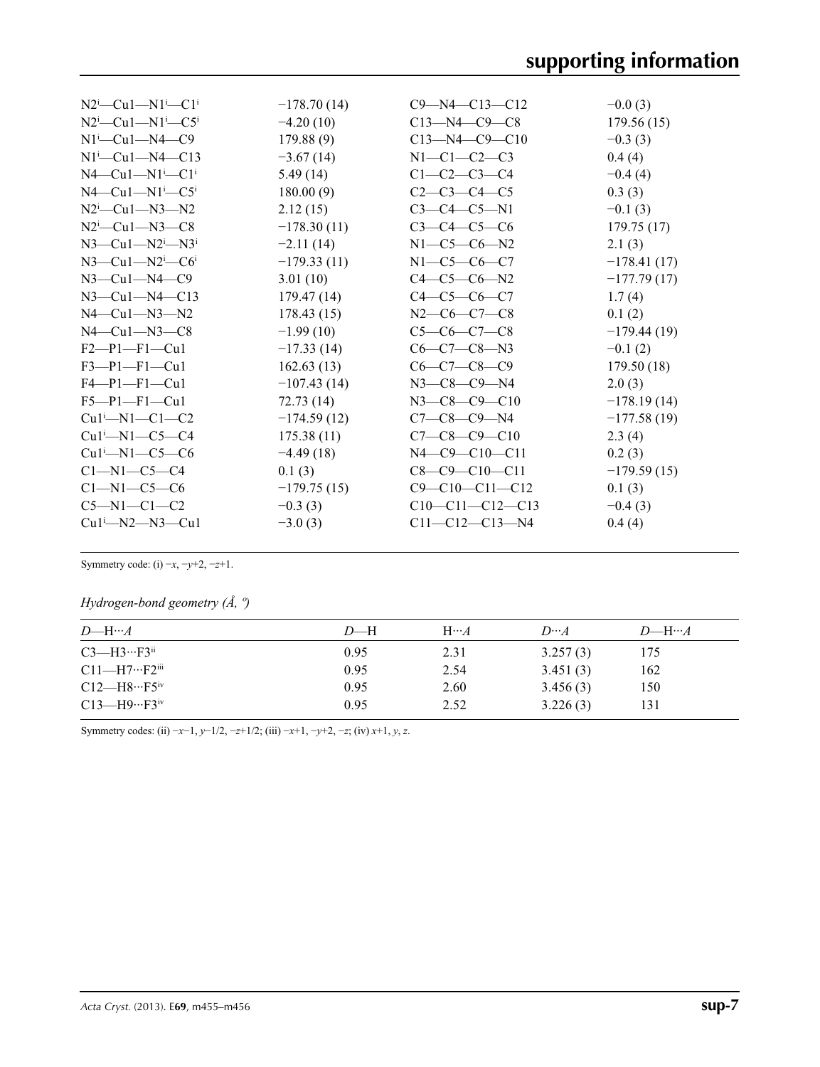| | | | |
|---|---|---|---|
| N2$^{i}$—Cu1—N1$^{i}$—C1$^{i}$ | −178.70 (14) | C9—N4—C13—C12 | −0.0 (3) |
| N2$^{i}$—Cu1—N1$^{i}$—C5$^{i}$ | −4.20 (10) | C13—N4—C9—C8 | 179.56 (15) |
| N1$^{i}$—Cu1—N4—C9 | 179.88 (9) | C13—N4—C9—C10 | −0.3 (3) |
| N1$^{i}$—Cu1—N4—C13 | −3.67 (14) | N1—C1—C2—C3 | 0.4 (4) |
| N4—Cu1—N1$^{i}$—C1$^{i}$ | 5.49 (14) | C1—C2—C3—C4 | −0.4 (4) |
| N4—Cu1—N1$^{i}$—C5$^{i}$ | 180.00 (9) | C2—C3—C4—C5 | 0.3 (3) |
| N2$^{i}$—Cu1—N3—N2 | 2.12 (15) | C3—C4—C5—N1 | −0.1 (3) |
| N2$^{i}$—Cu1—N3—C8 | −178.30 (11) | C3—C4—C5—C6 | 179.75 (17) |
| N3—Cu1—N2$^{i}$—N3$^{i}$ | −2.11 (14) | N1—C5—C6—N2 | 2.1 (3) |
| N3—Cu1—N2$^{i}$—C6$^{i}$ | −179.33 (11) | N1—C5—C6—C7 | −178.41 (17) |
| N3—Cu1—N4—C9 | 3.01 (10) | C4—C5—C6—N2 | −177.79 (17) |
| N3—Cu1—N4—C13 | 179.47 (14) | C4—C5—C6—C7 | 1.7 (4) |
| N4—Cu1—N3—N2 | 178.43 (15) | N2—C6—C7—C8 | 0.1 (2) |
| N4—Cu1—N3—C8 | −1.99 (10) | C5—C6—C7—C8 | −179.44 (19) |
| F2—P1—F1—Cu1 | −17.33 (14) | C6—C7—C8—N3 | −0.1 (2) |
| F3—P1—F1—Cu1 | 162.63 (13) | C6—C7—C8—C9 | 179.50 (18) |
| F4—P1—F1—Cu1 | −107.43 (14) | N3—C8—C9—N4 | 2.0 (3) |
| F5—P1—F1—Cu1 | 72.73 (14) | N3—C8—C9—C10 | −178.19 (14) |
| Cu1$^{i}$—N1—C1—C2 | −174.59 (12) | C7—C8—C9—N4 | −177.58 (19) |
| Cu1$^{i}$—N1—C5—C4 | 175.38 (11) | C7—C8—C9—C10 | 2.3 (4) |
| Cu1$^{i}$—N1—C5—C6 | −4.49 (18) | N4—C9—C10—C11 | 0.2 (3) |
| C1—N1—C5—C4 | 0.1 (3) | C8—C9—C10—C11 | −179.59 (15) |
| C1—N1—C5—C6 | −179.75 (15) | C9—C10—C11—C12 | 0.1 (3) |
| C5—N1—C1—C2 | −0.3 (3) | C10—C11—C12—C13 | −0.4 (3) |
| Cu1$^{i}$—N2—N3—Cu1 | −3.0 (3) | C11—C12—C13—N4 | 0.4 (4) |

Symmetry code: (i) −*x*, −*y*+2, −*z*+1.

*Hydrogen-bond geometry (Å, º)*

| *D*—H···*A* | *D*—H | H···*A* | *D*···*A* | *D*—H···*A* |
|---|---|---|---|---|
| C3—H3···F3$^{ii}$ | 0.95 | 2.31 | 3.257 (3) | 175 |
| C11—H7···F2$^{iii}$ | 0.95 | 2.54 | 3.451 (3) | 162 |
| C12—H8···F5$^{iv}$ | 0.95 | 2.60 | 3.456 (3) | 150 |
| C13—H9···F3$^{iv}$ | 0.95 | 2.52 | 3.226 (3) | 131 |

Symmetry codes: (ii) −*x*−1, *y*−1/2, −*z*+1/2; (iii) −*x*+1, −*y*+2, −*z*; (iv) *x*+1, *y*, *z*.